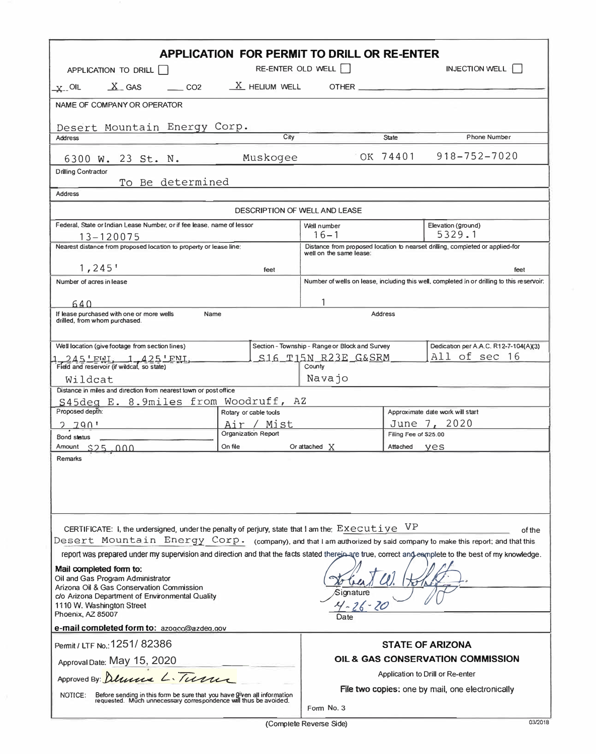# APPLICATION FOR PERMIT TO DRILL OR RE-ENTER

APPLICATION TO DRILL [ ] RE-ENTER OLD WELL [ ] INJECTION WELL [ ]

X OIL  X GAS  ___ CO2  X HELIUM WELL  OTHER ___

| NAME OF COMPANY OR OPERATOR | | | |
|---|---|---|---|
| Desert Mountain Energy Corp. | | | |
| **Address** | **City** | **State** | **Phone Number** |
| 6300 W. 23 St. N. | Muskogee | OK 74401 | 918-752-7020 |
| **Drilling Contractor** | | | |
| To Be determined | | | |
| **Address** | | | |

**DESCRIPTION OF WELL AND LEASE**

| Federal, State or Indian Lease Number, or if fee lease, name of lessor | Well number | Elevation (ground) |
|---|---|---|
| 13-120075 | 16-1 | 5329.1 |

| Nearest distance from proposed location to property or lease line: | Distance from proposed location to nearset drilling, completed or applied-for well on the same lease: |
|---|---|
| 1,245' feet | feet |

| Number of acres in lease | Number of wells on lease, including this well, completed in or drilling to this reservoir: |
|---|---|
| 640 | 1 |

| If lease purchased with one or more wells drilled, from whom purchased. | Name | Address |
|---|---|---|
| | | |

| Well location (give footage from section lines) | Section - Township - Range or Block and Survey | Dedication per A.A.C. R12-7-104(A)(3) |
|---|---|---|
| 1,245'FWL, 1,425'FNL | S16 T15N R23E G&SRM | All of sec 16 |

| Field and reservoir (if wildcat, so state) | County |
|---|---|
| Wildcat | Navajo |

| Distance in miles and direction from nearest town or post office |
|---|
| S45deg E. 8.9miles from Woodruff, AZ |

| Proposed depth: | Rotary or cable tools | Approximate date work will start |
|---|---|---|
| 2,790' | Air / Mist | June 7, 2020 |

| Bond status | Organization Report | | Filing Fee of $25.00 |
|---|---|---|---|
| Amount $25,000 | On file | Or attached X | Attached yes |

Remarks

CERTIFICATE: I, the undersigned, under the penalty of perjury, state that I am the: Executive VP of the Desert Mountain Energy Corp. (company), and that I am authorized by said company to make this report; and that this report was prepared under my supervision and direction and that the facts stated therein are true, correct and complete to the best of my knowledge.

**Mail completed form to:**
Oil and Gas Program Administrator
Arizona Oil & Gas Conservation Commission
c/o Arizona Department of Environmental Quality
1110 W. Washington Street
Phoenix, AZ 85007

**e-mail completed form to:** azogcc@azdeq.gov

Signature: Robert W. Rohlfing
Date: 4-26-20

Permit / LTF No.: 1251/ 82386

Approval Date: May 15, 2020

Approved By: Dennis L. Turner

NOTICE: Before sending in this form be sure that you have given all information requested. Much unnecessary correspondence will thus be avoided.

**STATE OF ARIZONA**

**OIL & GAS CONSERVATION COMMISSION**

Application to Drill or Re-enter

**File two copies:** one by mail, one electronically

Form No. 3

(Complete Reverse Side)

03/2018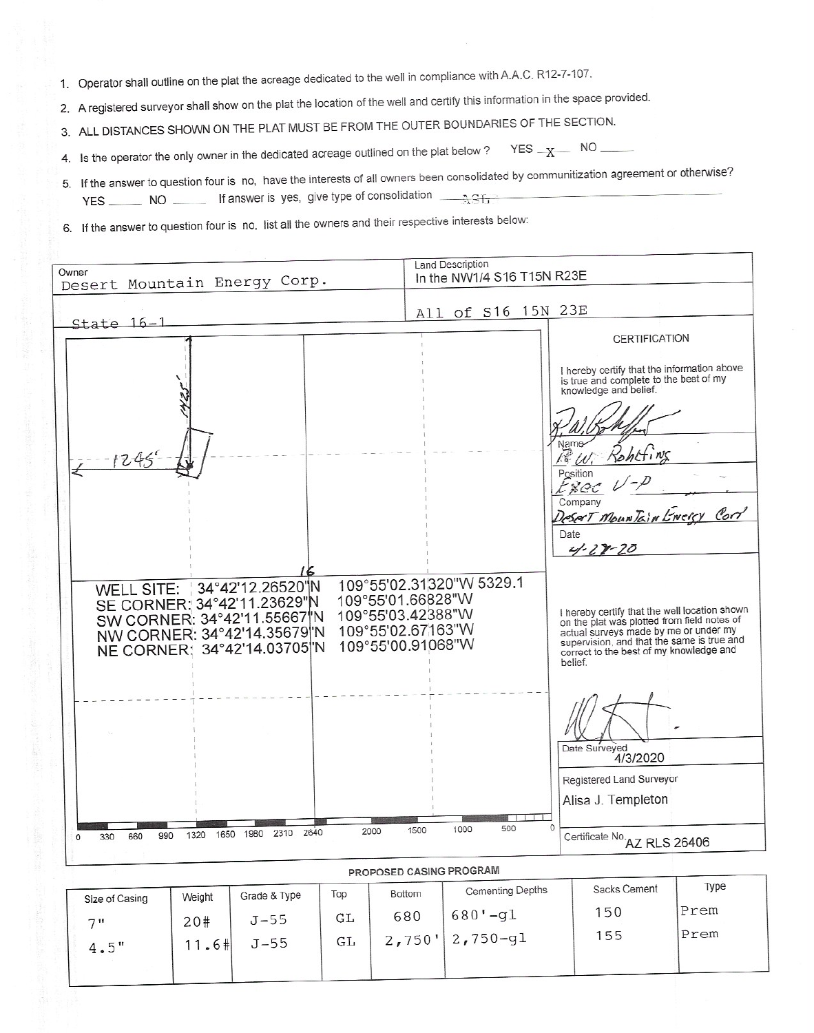1. Operator shall outline on the plat the acreage dedicated to the well in compliance with A.A.C. R12-7-107.
2. A registered surveyor shall show on the plat the location of the well and certify this information in the space provided.
3. ALL DISTANCES SHOWN ON THE PLAT MUST BE FROM THE OUTER BOUNDARIES OF THE SECTION.
4. Is the operator the only owner in the dedicated acreage outlined on the plat below? YES _X_ NO ____
5. If the answer to question four is no, have the interests of all owners been consolidated by communitization agreement or otherwise? YES ____ NO ____ If answer is yes, give type of consolidation ____
6. If the answer to question four is no, list all the owners and their respective interests below:

| Owner | Land Description |
|---|---|
| Desert Mountain Energy Corp. | In the NW1/4 S16 T15N R23E |
| State 16-1 | All of S16 15N 23E |

1425'

1245'

16

WELL SITE: 34°42'12.26520"N 109°55'02.31320"W 5329.1
SE CORNER: 34°42'11.23629"N 109°55'01.66828"W
SW CORNER: 34°42'11.55667"N 109°55'03.42388"W
NW CORNER: 34°42'14.35679"N 109°55'02.67163"W
NE CORNER: 34°42'14.03705"N 109°55'00.91068"W

0 330 660 990 1320 1650 1980 2310 2640 2000 1500 1000 500 0

**CERTIFICATION**

I hereby certify that the information above is true and complete to the best of my knowledge and belief.

Name: R.W. Rohlfing

Position: Exec V-P

Company: Desert Mountain Energy Corp

Date: 4-28-20

I hereby certify that the well location shown on the plat was plotted from field notes of actual surveys made by me or under my supervision, and that the same is true and correct to the best of my knowledge and belief.

Date Surveyed: 4/3/2020

Registered Land Surveyor: Alisa J. Templeton

Certificate No. AZ RLS 26406

**PROPOSED CASING PROGRAM**

| Size of Casing | Weight | Grade & Type | Top | Bottom | Cementing Depths | Sacks Cement | Type |
|---|---|---|---|---|---|---|---|
| 7" | 20# | J-55 | GL | 680 | 680'-gl | 150 | Prem |
| 4.5" | 11.6# | J-55 | GL | 2,750' | 2,750-gl | 155 | Prem |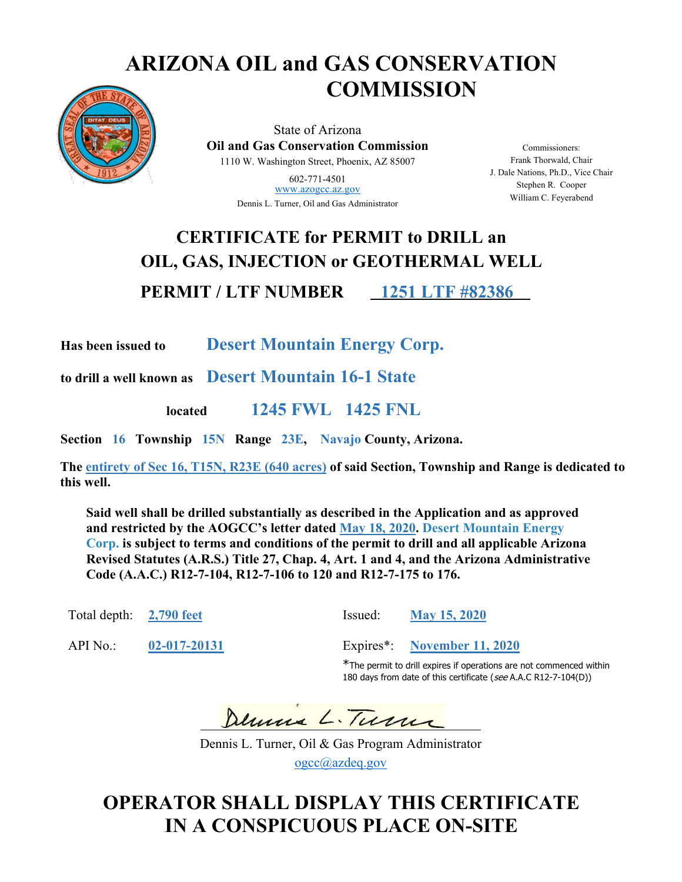# ARIZONA OIL and GAS CONSERVATION COMMISSION

State of Arizona
**Oil and Gas Conservation Commission**
1110 W. Washington Street, Phoenix, AZ 85007
602-771-4501
www.azogcc.az.gov
Dennis L. Turner, Oil and Gas Administrator

Commissioners:
Frank Thorwald, Chair
J. Dale Nations, Ph.D., Vice Chair
Stephen R. Cooper
William C. Feyerabend

## CERTIFICATE for PERMIT to DRILL an OIL, GAS, INJECTION or GEOTHERMAL WELL

**PERMIT / LTF NUMBER** 1251 LTF #82386

**Has been issued to** Desert Mountain Energy Corp.

**to drill a well known as** Desert Mountain 16-1 State

**located** 1245 FWL 1425 FNL

**Section** 16 **Township** 15N **Range** 23E, Navajo **County, Arizona.**

**The** entirety of Sec 16, T15N, R23E (640 acres) **of said Section, Township and Range is dedicated to this well.**

**Said well shall be drilled substantially as described in the Application and as approved and restricted by the AOGCC's letter dated May 18, 2020. Desert Mountain Energy Corp. is subject to terms and conditions of the permit to drill and all applicable Arizona Revised Statutes (A.R.S.) Title 27, Chap. 4, Art. 1 and 4, and the Arizona Administrative Code (A.A.C.) R12-7-104, R12-7-106 to 120 and R12-7-175 to 176.**

Total depth: 2,790 feet

Issued: May 15, 2020

API No.: 02-017-20131

Expires*: November 11, 2020

*The permit to drill expires if operations are not commenced within 180 days from date of this certificate (*see* A.A.C R12-7-104(D))

Dennis L. Turner

Dennis L. Turner, Oil & Gas Program Administrator
ogcc@azdeq.gov

## OPERATOR SHALL DISPLAY THIS CERTIFICATE IN A CONSPICUOUS PLACE ON-SITE